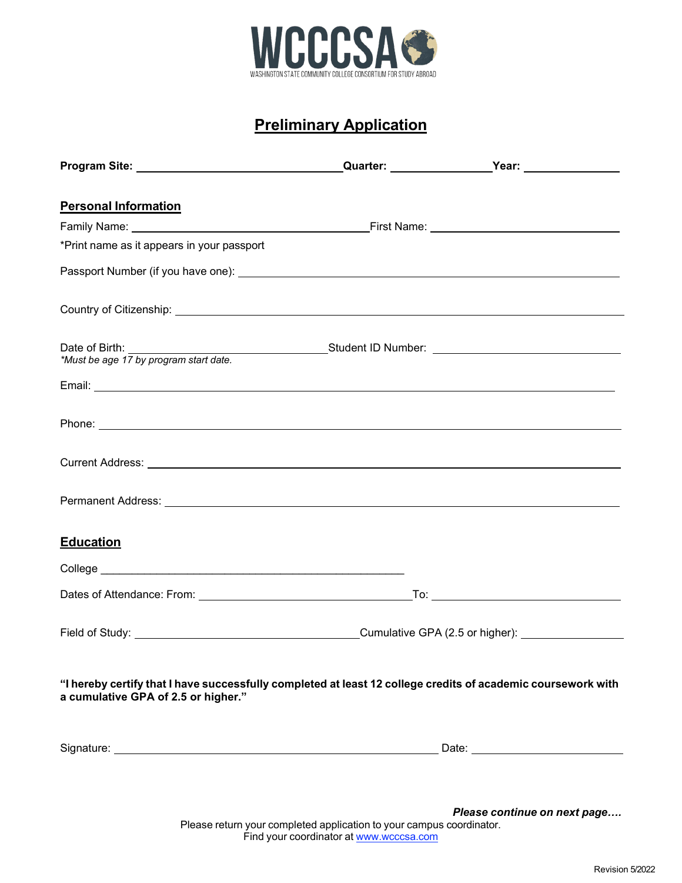# WCCCSA

WASHINGTON STATE COMMUNITY COLLEGE CONSORTIUM FOR STUDY ABROAD

## Preliminary Application

**Program Site:** ______________________ **Quarter:** ____________ **Year:** ____________

### Personal Information

Family Name: ______________________ First Name: ______________________

*Print name as it appears in your passport

Passport Number (if you have one): ______________________

Country of Citizenship: ______________________

Date of Birth: ______________________ Student ID Number: ______________________

*Must be age 17 by program start date.*

Email: ______________________

Phone: ______________________

Current Address: ______________________

Permanent Address: ______________________

### Education

College ______________________

Dates of Attendance: From: ______________________ To: ______________________

Field of Study: ______________________ Cumulative GPA (2.5 or higher): ______________________

**"I hereby certify that I have successfully completed at least 12 college credits of academic coursework with a cumulative GPA of 2.5 or higher."**

Signature: ______________________ Date: ______________________

***Please continue on next page….***

Please return your completed application to your campus coordinator.
Find your coordinator at www.wcccsa.com

Revision 5/2022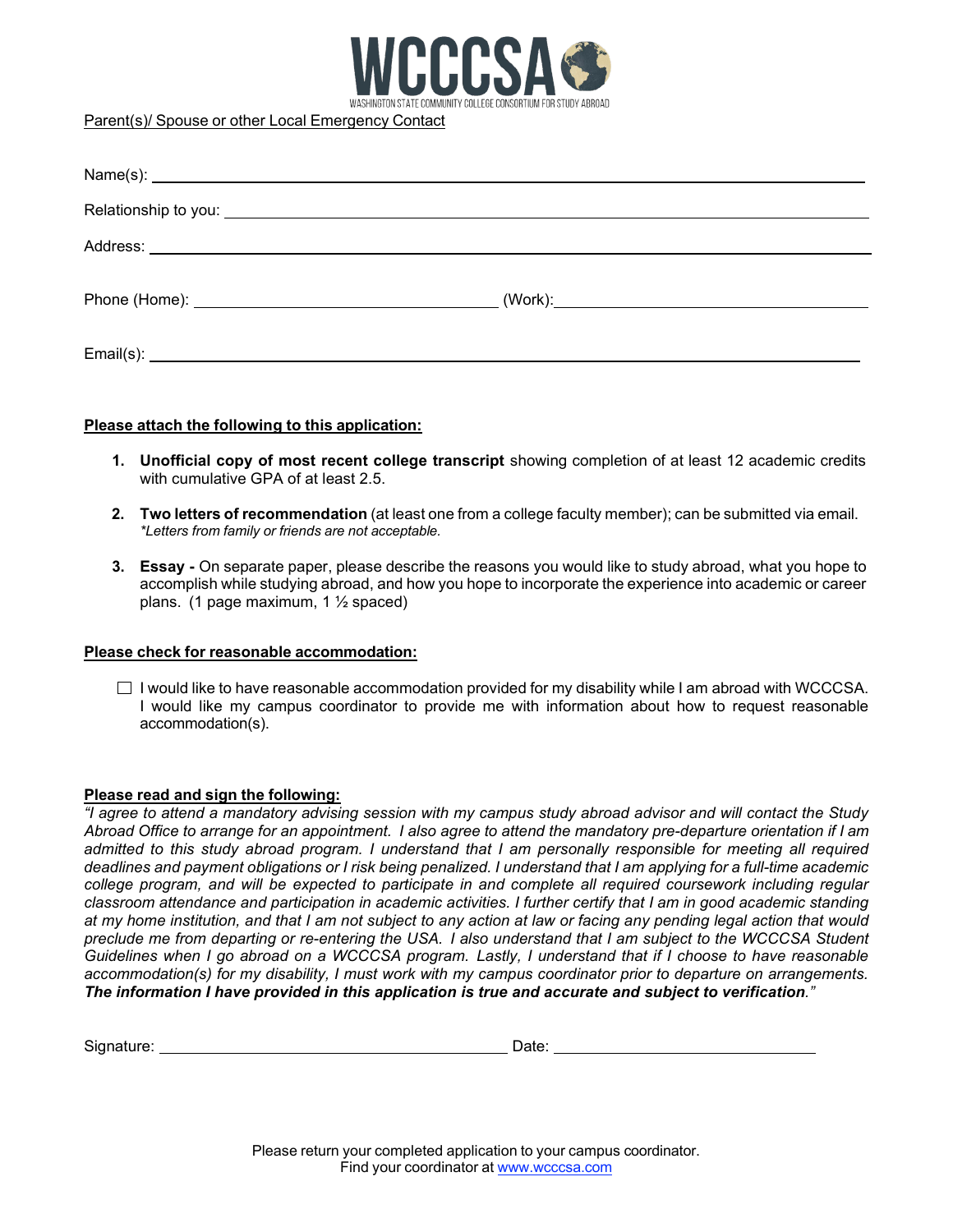WCCCSA

WASHINGTON STATE COMMUNITY COLLEGE CONSORTIUM FOR STUDY ABROAD

Parent(s)/ Spouse or other Local Emergency Contact

Name(s): ______________________________

Relationship to you: ______________________________

Address: ______________________________

Phone (Home): ______________________________ (Work): ______________________________

Email(s): ______________________________

**Please attach the following to this application:**

1. **Unofficial copy of most recent college transcript** showing completion of at least 12 academic credits with cumulative GPA of at least 2.5.

2. **Two letters of recommendation** (at least one from a college faculty member); can be submitted via email. *\*Letters from family or friends are not acceptable.*

3. **Essay -** On separate paper, please describe the reasons you would like to study abroad, what you hope to accomplish while studying abroad, and how you hope to incorporate the experience into academic or career plans. (1 page maximum, 1 ½ spaced)

**Please check for reasonable accommodation:**

☐ I would like to have reasonable accommodation provided for my disability while I am abroad with WCCCSA. I would like my campus coordinator to provide me with information about how to request reasonable accommodation(s).

**Please read and sign the following:**

*"I agree to attend a mandatory advising session with my campus study abroad advisor and will contact the Study Abroad Office to arrange for an appointment. I also agree to attend the mandatory pre-departure orientation if I am admitted to this study abroad program. I understand that I am personally responsible for meeting all required deadlines and payment obligations or I risk being penalized. I understand that I am applying for a full-time academic college program, and will be expected to participate in and complete all required coursework including regular classroom attendance and participation in academic activities. I further certify that I am in good academic standing at my home institution, and that I am not subject to any action at law or facing any pending legal action that would preclude me from departing or re-entering the USA. I also understand that I am subject to the WCCCSA Student Guidelines when I go abroad on a WCCCSA program. Lastly, I understand that if I choose to have reasonable accommodation(s) for my disability, I must work with my campus coordinator prior to departure on arrangements.* ***The information I have provided in this application is true and accurate and subject to verification****."*

Signature: ______________________________ Date: ______________________________

Please return your completed application to your campus coordinator.
Find your coordinator at www.wcccsa.com